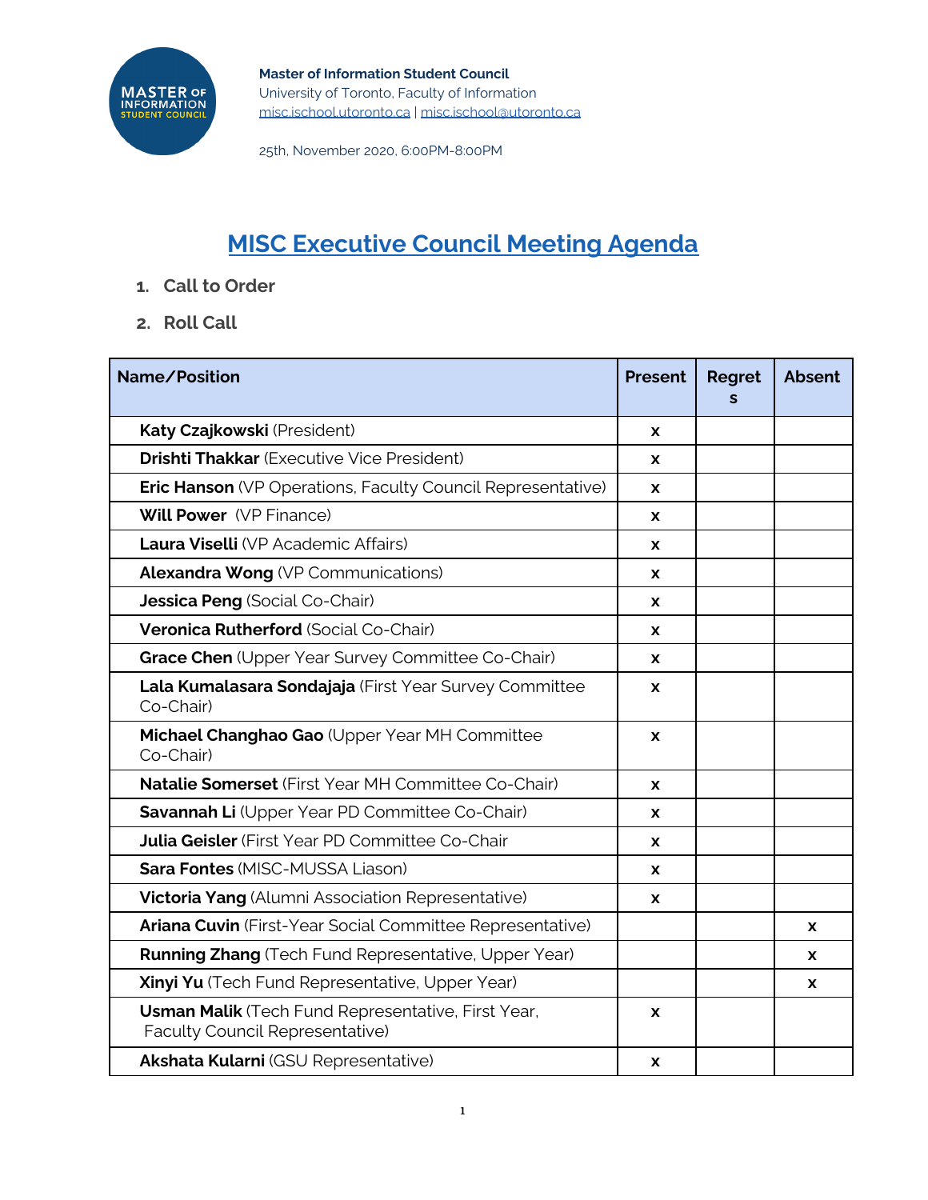**Master of Information Student Council**
University of Toronto, Faculty of Information
misc.ischool.utoronto.ca | misc.ischool@utoronto.ca

25th, November 2020, 6:00PM-8:00PM

# MISC Executive Council Meeting Agenda

1. **Call to Order**
2. **Roll Call**

| Name/Position | Present | Regrets | Absent |
|---|---|---|---|
| **Katy Czajkowski** (President) | x | | |
| **Drishti Thakkar** (Executive Vice President) | x | | |
| **Eric Hanson** (VP Operations, Faculty Council Representative) | x | | |
| **Will Power** (VP Finance) | x | | |
| **Laura Viselli** (VP Academic Affairs) | x | | |
| **Alexandra Wong** (VP Communications) | x | | |
| **Jessica Peng** (Social Co-Chair) | x | | |
| **Veronica Rutherford** (Social Co-Chair) | x | | |
| **Grace Chen** (Upper Year Survey Committee Co-Chair) | x | | |
| **Lala Kumalasara Sondajaja** (First Year Survey Committee Co-Chair) | x | | |
| **Michael Changhao Gao** (Upper Year MH Committee Co-Chair) | x | | |
| **Natalie Somerset** (First Year MH Committee Co-Chair) | x | | |
| **Savannah Li** (Upper Year PD Committee Co-Chair) | x | | |
| **Julia Geisler** (First Year PD Committee Co-Chair | x | | |
| **Sara Fontes** (MISC-MUSSA Liason) | x | | |
| **Victoria Yang** (Alumni Association Representative) | x | | |
| **Ariana Cuvin** (First-Year Social Committee Representative) | | | x |
| **Running Zhang** (Tech Fund Representative, Upper Year) | | | x |
| **Xinyi Yu** (Tech Fund Representative, Upper Year) | | | x |
| **Usman Malik** (Tech Fund Representative, First Year, Faculty Council Representative) | x | | |
| **Akshata Kularni** (GSU Representative) | x | | |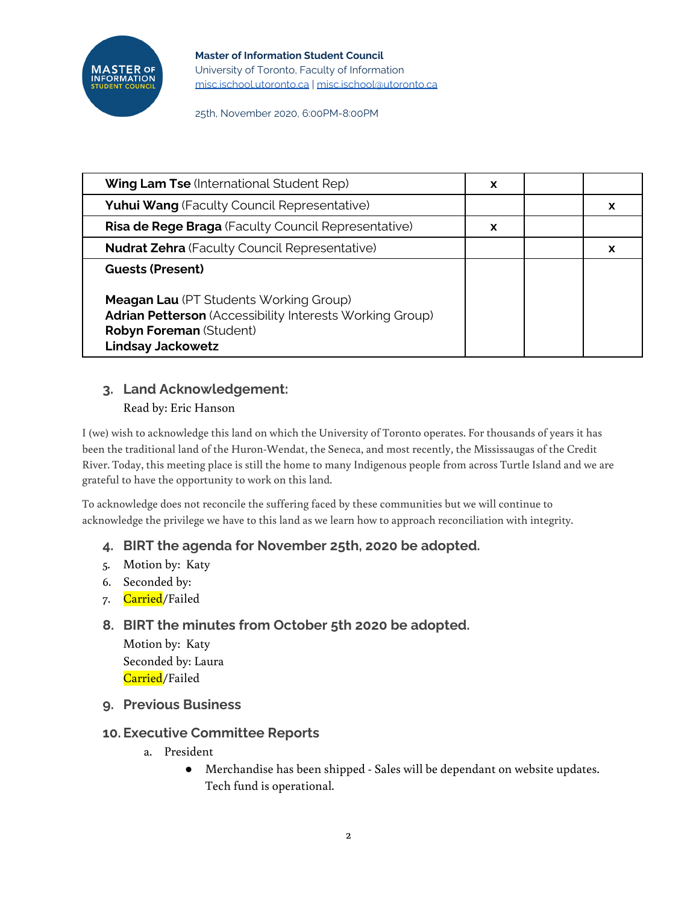**Master of Information Student Council**
University of Toronto, Faculty of Information
misc.ischool.utoronto.ca | misc.ischool@utoronto.ca

25th, November 2020, 6:00PM-8:00PM

| | | | |
|---|---|---|---|
| **Wing Lam Tse** (International Student Rep) | x | | |
| **Yuhui Wang** (Faculty Council Representative) | | | x |
| **Risa de Rege Braga** (Faculty Council Representative) | x | | |
| **Nudrat Zehra** (Faculty Council Representative) | | | x |
| **Guests (Present)**<br><br>**Meagan Lau** (PT Students Working Group)<br>**Adrian Petterson** (Accessibility Interests Working Group)<br>**Robyn Foreman** (Student)<br>**Lindsay Jackowetz** | | | |

## 3. Land Acknowledgement:

Read by: Eric Hanson

I (we) wish to acknowledge this land on which the University of Toronto operates. For thousands of years it has been the traditional land of the Huron-Wendat, the Seneca, and most recently, the Mississaugas of the Credit River. Today, this meeting place is still the home to many Indigenous people from across Turtle Island and we are grateful to have the opportunity to work on this land.

To acknowledge does not reconcile the suffering faced by these communities but we will continue to acknowledge the privilege we have to this land as we learn how to approach reconciliation with integrity.

## 4. BIRT the agenda for November 25th, 2020 be adopted.

5. Motion by: Katy
6. Seconded by:
7. Carried/Failed

## 8. BIRT the minutes from October 5th 2020 be adopted.

Motion by: Katy
Seconded by: Laura
Carried/Failed

## 9. Previous Business

## 10. Executive Committee Reports

a. President
   - Merchandise has been shipped - Sales will be dependant on website updates. Tech fund is operational.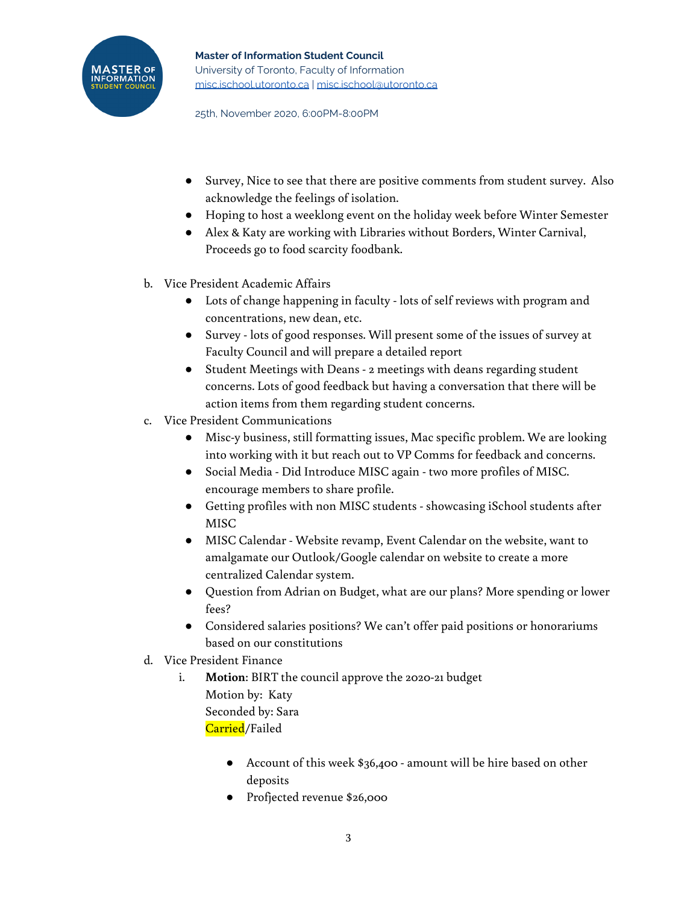- Survey, Nice to see that there are positive comments from student survey. Also acknowledge the feelings of isolation.
- Hoping to host a weeklong event on the holiday week before Winter Semester
- Alex & Katy are working with Libraries without Borders, Winter Carnival, Proceeds go to food scarcity foodbank.

b. Vice President Academic Affairs
- Lots of change happening in faculty - lots of self reviews with program and concentrations, new dean, etc.
- Survey - lots of good responses. Will present some of the issues of survey at Faculty Council and will prepare a detailed report
- Student Meetings with Deans - 2 meetings with deans regarding student concerns. Lots of good feedback but having a conversation that there will be action items from them regarding student concerns.

c. Vice President Communications
- Misc-y business, still formatting issues, Mac specific problem. We are looking into working with it but reach out to VP Comms for feedback and concerns.
- Social Media - Did Introduce MISC again - two more profiles of MISC. encourage members to share profile.
- Getting profiles with non MISC students - showcasing iSchool students after MISC
- MISC Calendar - Website revamp, Event Calendar on the website, want to amalgamate our Outlook/Google calendar on website to create a more centralized Calendar system.
- Question from Adrian on Budget, what are our plans? More spending or lower fees?
- Considered salaries positions? We can't offer paid positions or honorariums based on our constitutions

d. Vice President Finance

i. **Motion**: BIRT the council approve the 2020-21 budget
Motion by: Katy
Seconded by: Sara
Carried/Failed

- Account of this week $36,400 - amount will be hire based on other deposits
- Profjected revenue $26,000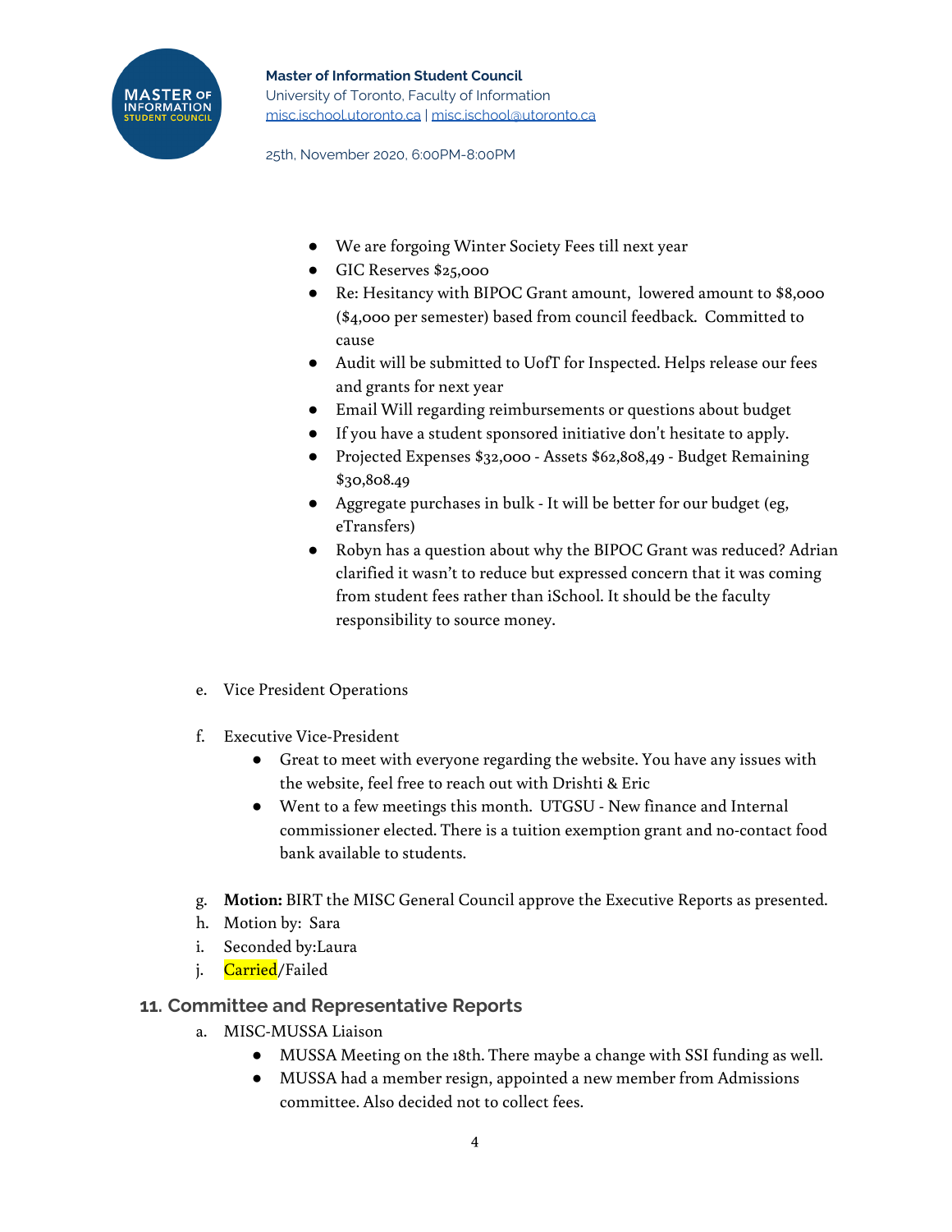- We are forgoing Winter Society Fees till next year
- GIC Reserves $25,000
- Re: Hesitancy with BIPOC Grant amount, lowered amount to $8,000 ($4,000 per semester) based from council feedback. Committed to cause
- Audit will be submitted to UofT for Inspected. Helps release our fees and grants for next year
- Email Will regarding reimbursements or questions about budget
- If you have a student sponsored initiative don't hesitate to apply.
- Projected Expenses $32,000 - Assets $62,808,49 - Budget Remaining $30,808.49
- Aggregate purchases in bulk - It will be better for our budget (eg, eTransfers)
- Robyn has a question about why the BIPOC Grant was reduced? Adrian clarified it wasn't to reduce but expressed concern that it was coming from student fees rather than iSchool. It should be the faculty responsibility to source money.

e. Vice President Operations

f. Executive Vice-President
   - Great to meet with everyone regarding the website. You have any issues with the website, feel free to reach out with Drishti & Eric
   - Went to a few meetings this month. UTGSU - New finance and Internal commissioner elected. There is a tuition exemption grant and no-contact food bank available to students.

g. **Motion:** BIRT the MISC General Council approve the Executive Reports as presented.
h. Motion by: Sara
i. Seconded by:Laura
j. Carried/Failed

## 11. Committee and Representative Reports

a. MISC-MUSSA Liaison
   - MUSSA Meeting on the 18th. There maybe a change with SSI funding as well.
   - MUSSA had a member resign, appointed a new member from Admissions committee. Also decided not to collect fees.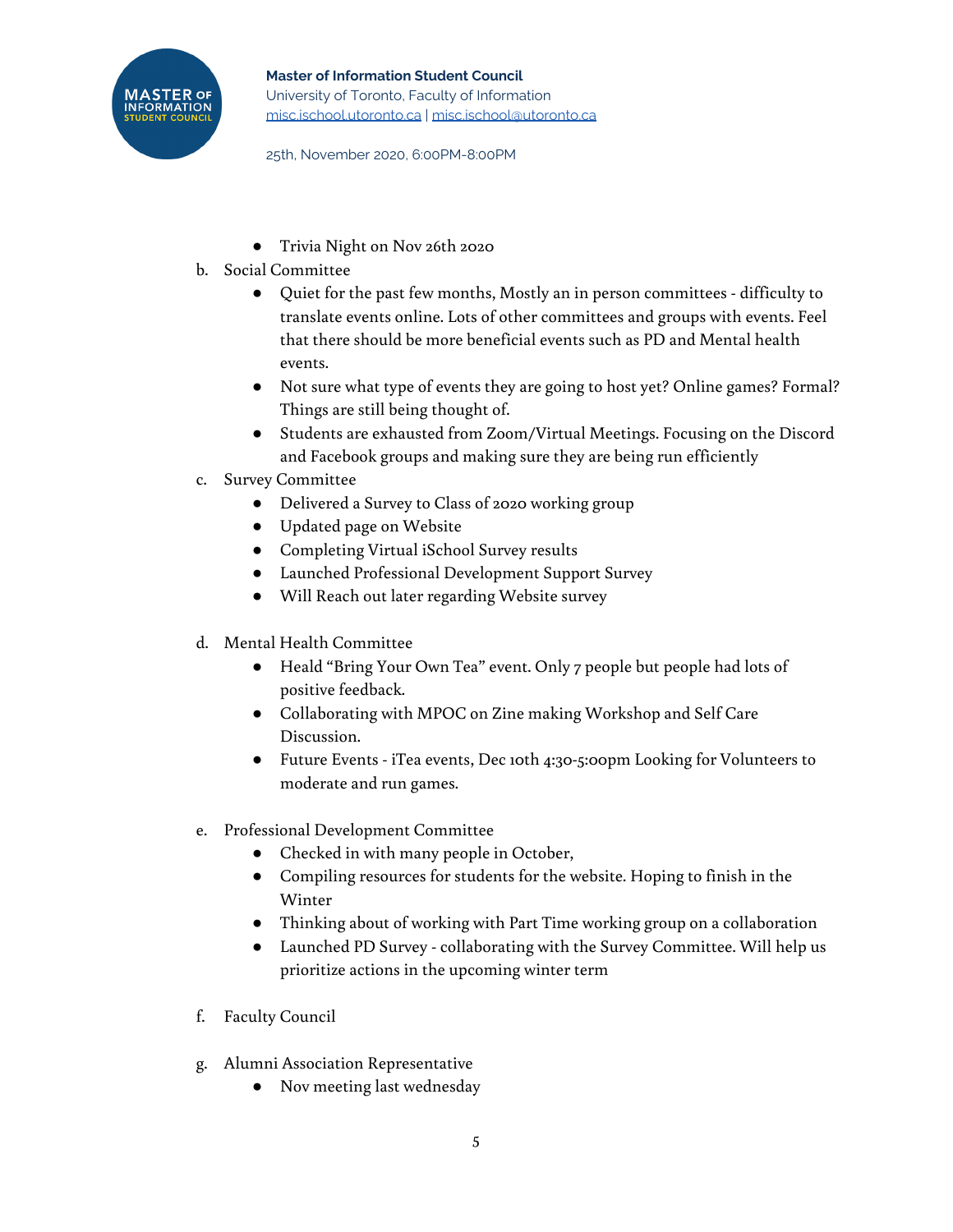- Trivia Night on Nov 26th 2020

b. Social Committee
   - Quiet for the past few months, Mostly an in person committees - difficulty to translate events online. Lots of other committees and groups with events. Feel that there should be more beneficial events such as PD and Mental health events.
   - Not sure what type of events they are going to host yet? Online games? Formal? Things are still being thought of.
   - Students are exhausted from Zoom/Virtual Meetings. Focusing on the Discord and Facebook groups and making sure they are being run efficiently

c. Survey Committee
   - Delivered a Survey to Class of 2020 working group
   - Updated page on Website
   - Completing Virtual iSchool Survey results
   - Launched Professional Development Support Survey
   - Will Reach out later regarding Website survey

d. Mental Health Committee
   - Heald "Bring Your Own Tea" event. Only 7 people but people had lots of positive feedback.
   - Collaborating with MPOC on Zine making Workshop and Self Care Discussion.
   - Future Events - iTea events, Dec 10th 4:30-5:00pm Looking for Volunteers to moderate and run games.

e. Professional Development Committee
   - Checked in with many people in October,
   - Compiling resources for students for the website. Hoping to finish in the Winter
   - Thinking about of working with Part Time working group on a collaboration
   - Launched PD Survey - collaborating with the Survey Committee. Will help us prioritize actions in the upcoming winter term

f. Faculty Council

g. Alumni Association Representative
   - Nov meeting last wednesday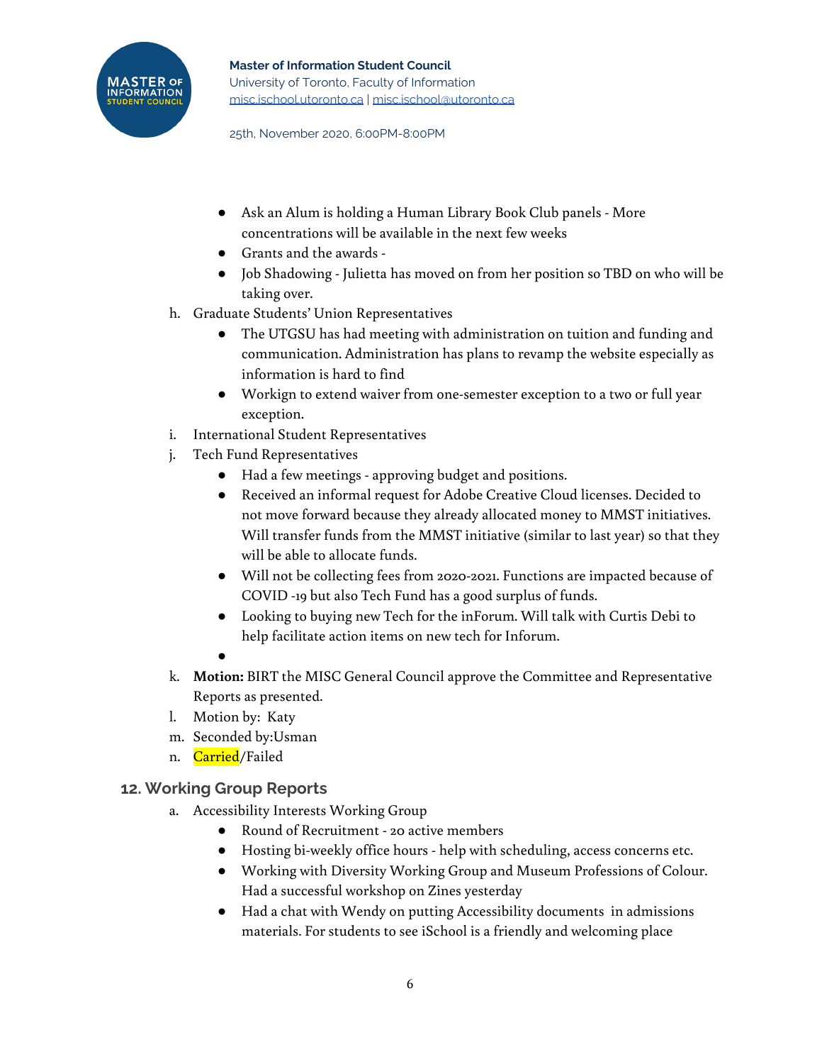- Ask an Alum is holding a Human Library Book Club panels - More concentrations will be available in the next few weeks
- Grants and the awards -
- Job Shadowing - Julietta has moved on from her position so TBD on who will be taking over.

h. Graduate Students' Union Representatives
   - The UTGSU has had meeting with administration on tuition and funding and communication. Administration has plans to revamp the website especially as information is hard to find
   - Workign to extend waiver from one-semester exception to a two or full year exception.

i. International Student Representatives

j. Tech Fund Representatives
   - Had a few meetings - approving budget and positions.
   - Received an informal request for Adobe Creative Cloud licenses. Decided to not move forward because they already allocated money to MMST initiatives. Will transfer funds from the MMST initiative (similar to last year) so that they will be able to allocate funds.
   - Will not be collecting fees from 2020-2021. Functions are impacted because of COVID -19 but also Tech Fund has a good surplus of funds.
   - Looking to buying new Tech for the inForum. Will talk with Curtis Debi to help facilitate action items on new tech for Inforum.
   - 

k. **Motion:** BIRT the MISC General Council approve the Committee and Representative Reports as presented.

l. Motion by: Katy

m. Seconded by:Usman

n. Carried/Failed

## 12. Working Group Reports

a. Accessibility Interests Working Group
   - Round of Recruitment - 20 active members
   - Hosting bi-weekly office hours - help with scheduling, access concerns etc.
   - Working with Diversity Working Group and Museum Professions of Colour. Had a successful workshop on Zines yesterday
   - Had a chat with Wendy on putting Accessibility documents in admissions materials. For students to see iSchool is a friendly and welcoming place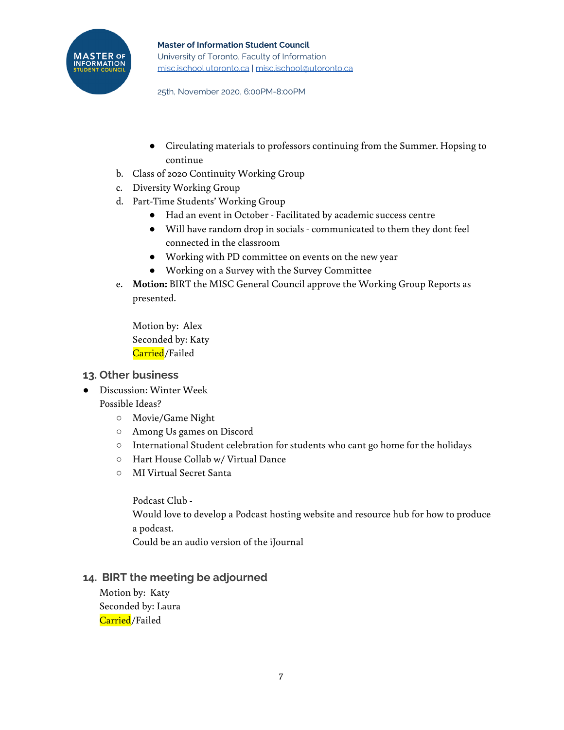- Circulating materials to professors continuing from the Summer. Hopsing to continue

b. Class of 2020 Continuity Working Group

c. Diversity Working Group

d. Part-Time Students' Working Group
   - Had an event in October - Facilitated by academic success centre
   - Will have random drop in socials - communicated to them they dont feel connected in the classroom
   - Working with PD committee on events on the new year
   - Working on a Survey with the Survey Committee

e. **Motion:** BIRT the MISC General Council approve the Working Group Reports as presented.

   Motion by: Alex
   Seconded by: Katy
   Carried/Failed

## 13. Other business

- Discussion: Winter Week
  Possible Ideas?
  - Movie/Game Night
  - Among Us games on Discord
  - International Student celebration for students who cant go home for the holidays
  - Hart House Collab w/ Virtual Dance
  - MI Virtual Secret Santa

  Podcast Club -
  Would love to develop a Podcast hosting website and resource hub for how to produce a podcast.
  Could be an audio version of the iJournal

## 14. BIRT the meeting be adjourned

Motion by: Katy
Seconded by: Laura
Carried/Failed